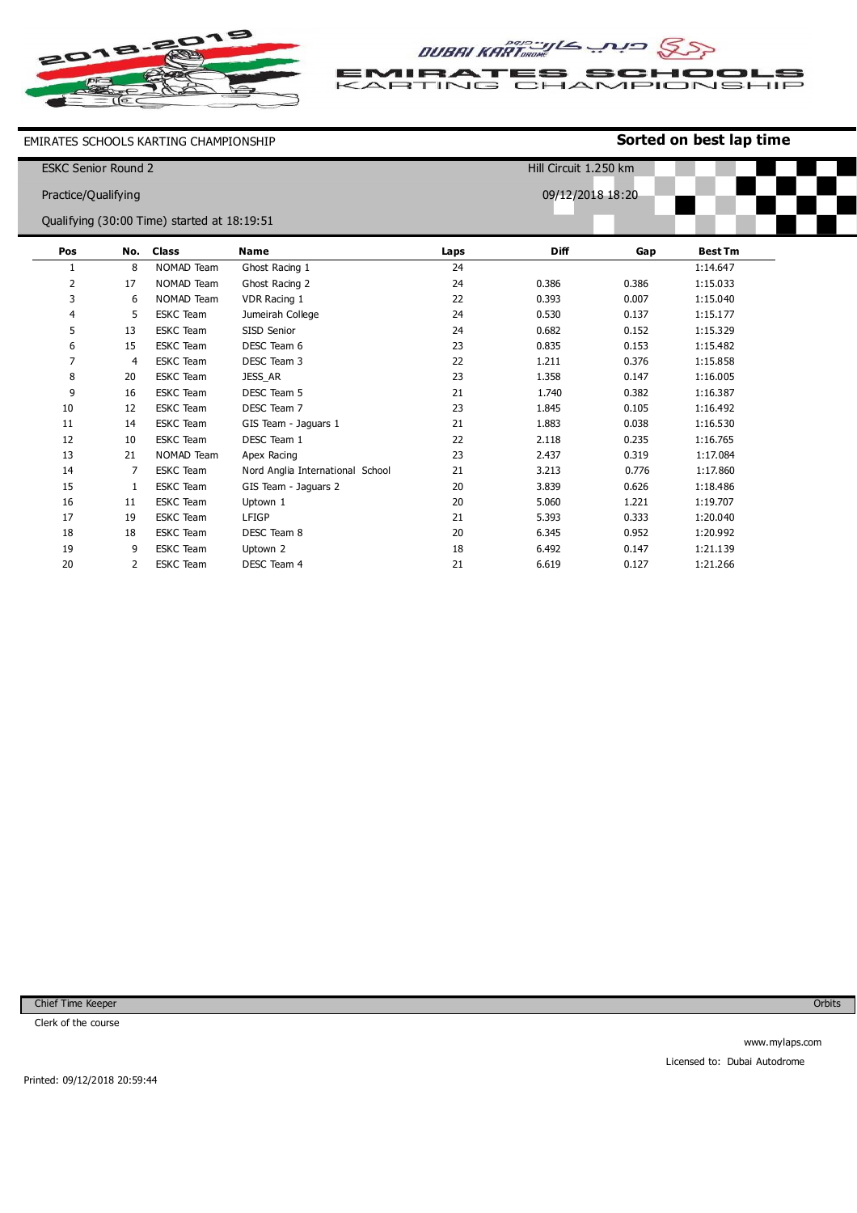# EMIRATES SCHOOLS KARTING CHAMPIONSHIP

EMIRATES SCHOOLS KARTING CHAMPIONSHIP

**Sorted on best lap time**

ESKC Senior Round 2

Practice/Qualifying

Qualifying (30:00 Time) started at 18:19:51

Hill Circuit 1.250 km

09/12/2018 18:20

| Pos | No. | Class | Name | Laps | Diff | Gap | Best Tm |
|---|---|---|---|---|---|---|---|
| 1 | 8 | NOMAD Team | Ghost Racing 1 | 24 | | | 1:14.647 |
| 2 | 17 | NOMAD Team | Ghost Racing 2 | 24 | 0.386 | 0.386 | 1:15.033 |
| 3 | 6 | NOMAD Team | VDR Racing 1 | 22 | 0.393 | 0.007 | 1:15.040 |
| 4 | 5 | ESKC Team | Jumeirah College | 24 | 0.530 | 0.137 | 1:15.177 |
| 5 | 13 | ESKC Team | SISD Senior | 24 | 0.682 | 0.152 | 1:15.329 |
| 6 | 15 | ESKC Team | DESC Team 6 | 23 | 0.835 | 0.153 | 1:15.482 |
| 7 | 4 | ESKC Team | DESC Team 3 | 22 | 1.211 | 0.376 | 1:15.858 |
| 8 | 20 | ESKC Team | JESS_AR | 23 | 1.358 | 0.147 | 1:16.005 |
| 9 | 16 | ESKC Team | DESC Team 5 | 21 | 1.740 | 0.382 | 1:16.387 |
| 10 | 12 | ESKC Team | DESC Team 7 | 23 | 1.845 | 0.105 | 1:16.492 |
| 11 | 14 | ESKC Team | GIS Team - Jaguars 1 | 21 | 1.883 | 0.038 | 1:16.530 |
| 12 | 10 | ESKC Team | DESC Team 1 | 22 | 2.118 | 0.235 | 1:16.765 |
| 13 | 21 | NOMAD Team | Apex Racing | 23 | 2.437 | 0.319 | 1:17.084 |
| 14 | 7 | ESKC Team | Nord Anglia International School | 21 | 3.213 | 0.776 | 1:17.860 |
| 15 | 1 | ESKC Team | GIS Team - Jaguars 2 | 20 | 3.839 | 0.626 | 1:18.486 |
| 16 | 11 | ESKC Team | Uptown 1 | 20 | 5.060 | 1.221 | 1:19.707 |
| 17 | 19 | ESKC Team | LFIGP | 21 | 5.393 | 0.333 | 1:20.040 |
| 18 | 18 | ESKC Team | DESC Team 8 | 20 | 6.345 | 0.952 | 1:20.992 |
| 19 | 9 | ESKC Team | Uptown 2 | 18 | 6.492 | 0.147 | 1:21.139 |
| 20 | 2 | ESKC Team | DESC Team 4 | 21 | 6.619 | 0.127 | 1:21.266 |

Chief Time Keeper

Clerk of the course

Orbits

www.mylaps.com

Licensed to: Dubai Autodrome

Printed: 09/12/2018 20:59:44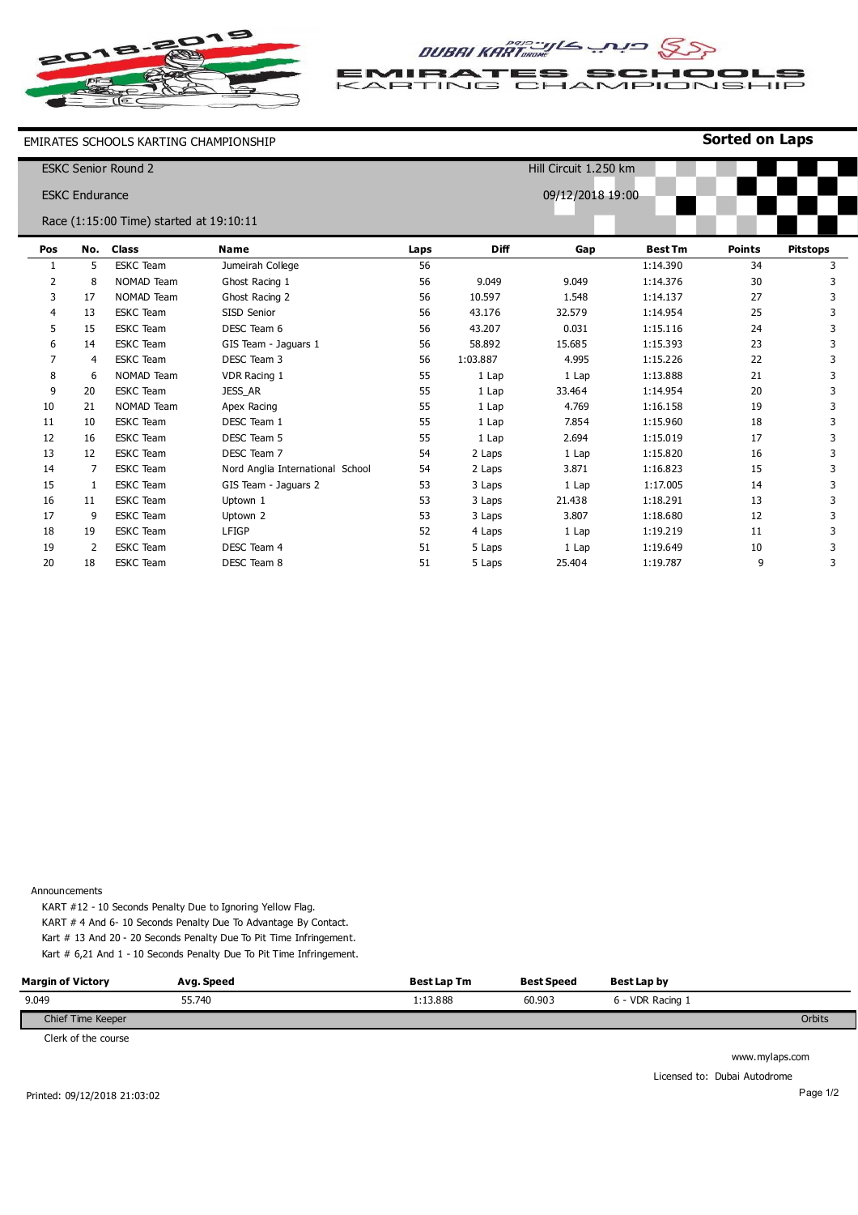2018-2019

DUBAI KARTDROME دبي كارتدروم

EMIRATES SCHOOLS KARTING CHAMPIONSHIP

EMIRATES SCHOOLS KARTING CHAMPIONSHIP **Sorted on Laps**

ESKC Senior Round 2 Hill Circuit 1.250 km

ESKC Endurance 09/12/2018 19:00

Race (1:15:00 Time) started at 19:10:11

| Pos | No. | Class | Name | Laps | Diff | Gap | Best Tm | Points | Pitstops |
|---|---|---|---|---|---|---|---|---|---|
| 1 | 5 | ESKC Team | Jumeirah College | 56 | | | 1:14.390 | 34 | 3 |
| 2 | 8 | NOMAD Team | Ghost Racing 1 | 56 | 9.049 | 9.049 | 1:14.376 | 30 | 3 |
| 3 | 17 | NOMAD Team | Ghost Racing 2 | 56 | 10.597 | 1.548 | 1:14.137 | 27 | 3 |
| 4 | 13 | ESKC Team | SISD Senior | 56 | 43.176 | 32.579 | 1:14.954 | 25 | 3 |
| 5 | 15 | ESKC Team | DESC Team 6 | 56 | 43.207 | 0.031 | 1:15.116 | 24 | 3 |
| 6 | 14 | ESKC Team | GIS Team - Jaguars 1 | 56 | 58.892 | 15.685 | 1:15.393 | 23 | 3 |
| 7 | 4 | ESKC Team | DESC Team 3 | 56 | 1:03.887 | 4.995 | 1:15.226 | 22 | 3 |
| 8 | 6 | NOMAD Team | VDR Racing 1 | 55 | 1 Lap | 1 Lap | 1:13.888 | 21 | 3 |
| 9 | 20 | ESKC Team | JESS_AR | 55 | 1 Lap | 33.464 | 1:14.954 | 20 | 3 |
| 10 | 21 | NOMAD Team | Apex Racing | 55 | 1 Lap | 4.769 | 1:16.158 | 19 | 3 |
| 11 | 10 | ESKC Team | DESC Team 1 | 55 | 1 Lap | 7.854 | 1:15.960 | 18 | 3 |
| 12 | 16 | ESKC Team | DESC Team 5 | 55 | 1 Lap | 2.694 | 1:15.019 | 17 | 3 |
| 13 | 12 | ESKC Team | DESC Team 7 | 54 | 2 Laps | 1 Lap | 1:15.820 | 16 | 3 |
| 14 | 7 | ESKC Team | Nord Anglia International School | 54 | 2 Laps | 3.871 | 1:16.823 | 15 | 3 |
| 15 | 1 | ESKC Team | GIS Team - Jaguars 2 | 53 | 3 Laps | 1 Lap | 1:17.005 | 14 | 3 |
| 16 | 11 | ESKC Team | Uptown 1 | 53 | 3 Laps | 21.438 | 1:18.291 | 13 | 3 |
| 17 | 9 | ESKC Team | Uptown 2 | 53 | 3 Laps | 3.807 | 1:18.680 | 12 | 3 |
| 18 | 19 | ESKC Team | LFIGP | 52 | 4 Laps | 1 Lap | 1:19.219 | 11 | 3 |
| 19 | 2 | ESKC Team | DESC Team 4 | 51 | 5 Laps | 1 Lap | 1:19.649 | 10 | 3 |
| 20 | 18 | ESKC Team | DESC Team 8 | 51 | 5 Laps | 25.404 | 1:19.787 | 9 | 3 |

Announcements

KART #12 - 10 Seconds Penalty Due to Ignoring Yellow Flag.
KART # 4 And 6- 10 Seconds Penalty Due To Advantage By Contact.
Kart # 13 And 20 - 20 Seconds Penalty Due To Pit Time Infringement.
Kart # 6,21 And 1 - 10 Seconds Penalty Due To Pit Time Infringement.

| Margin of Victory | Avg. Speed | Best Lap Tm | Best Speed | Best Lap by |
|---|---|---|---|---|
| 9.049 | 55.740 | 1:13.888 | 60.903 | 6 - VDR Racing 1 |

Chief Time Keeper Orbits

Clerk of the course

www.mylaps.com

Licensed to: Dubai Autodrome

Printed: 09/12/2018 21:03:02